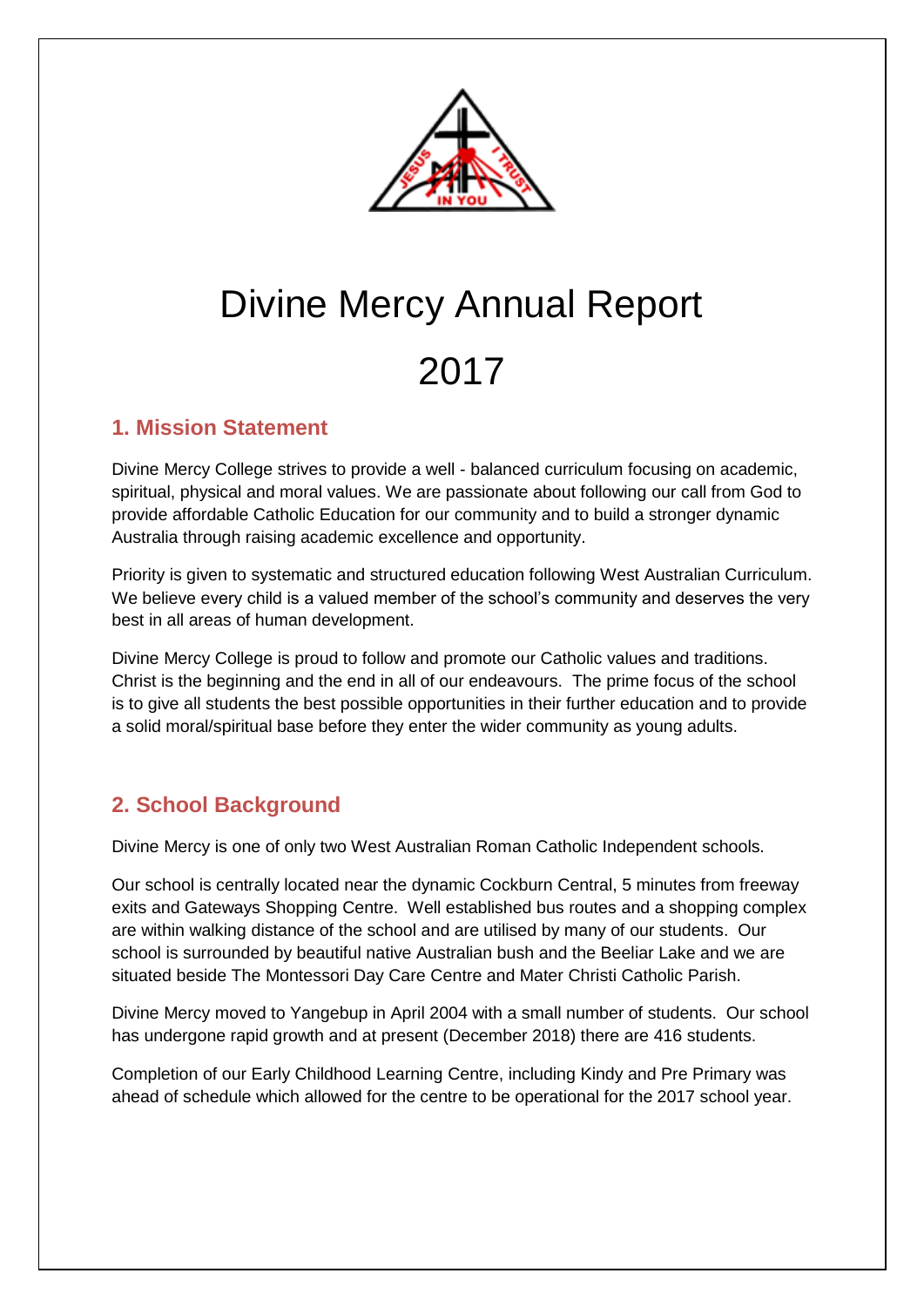# Divine Mercy Annual Report 2017

## 1. Mission Statement

Divine Mercy College strives to provide a well - balanced curriculum focusing on academic, spiritual, physical and moral values. We are passionate about following our call from God to provide affordable Catholic Education for our community and to build a stronger dynamic Australia through raising academic excellence and opportunity.

Priority is given to systematic and structured education following West Australian Curriculum. We believe every child is a valued member of the school's community and deserves the very best in all areas of human development.

Divine Mercy College is proud to follow and promote our Catholic values and traditions. Christ is the beginning and the end in all of our endeavours. The prime focus of the school is to give all students the best possible opportunities in their further education and to provide a solid moral/spiritual base before they enter the wider community as young adults.

## 2. School Background

Divine Mercy is one of only two West Australian Roman Catholic Independent schools.

Our school is centrally located near the dynamic Cockburn Central, 5 minutes from freeway exits and Gateways Shopping Centre. Well established bus routes and a shopping complex are within walking distance of the school and are utilised by many of our students. Our school is surrounded by beautiful native Australian bush and the Beeliar Lake and we are situated beside The Montessori Day Care Centre and Mater Christi Catholic Parish.

Divine Mercy moved to Yangebup in April 2004 with a small number of students. Our school has undergone rapid growth and at present (December 2018) there are 416 students.

Completion of our Early Childhood Learning Centre, including Kindy and Pre Primary was ahead of schedule which allowed for the centre to be operational for the 2017 school year.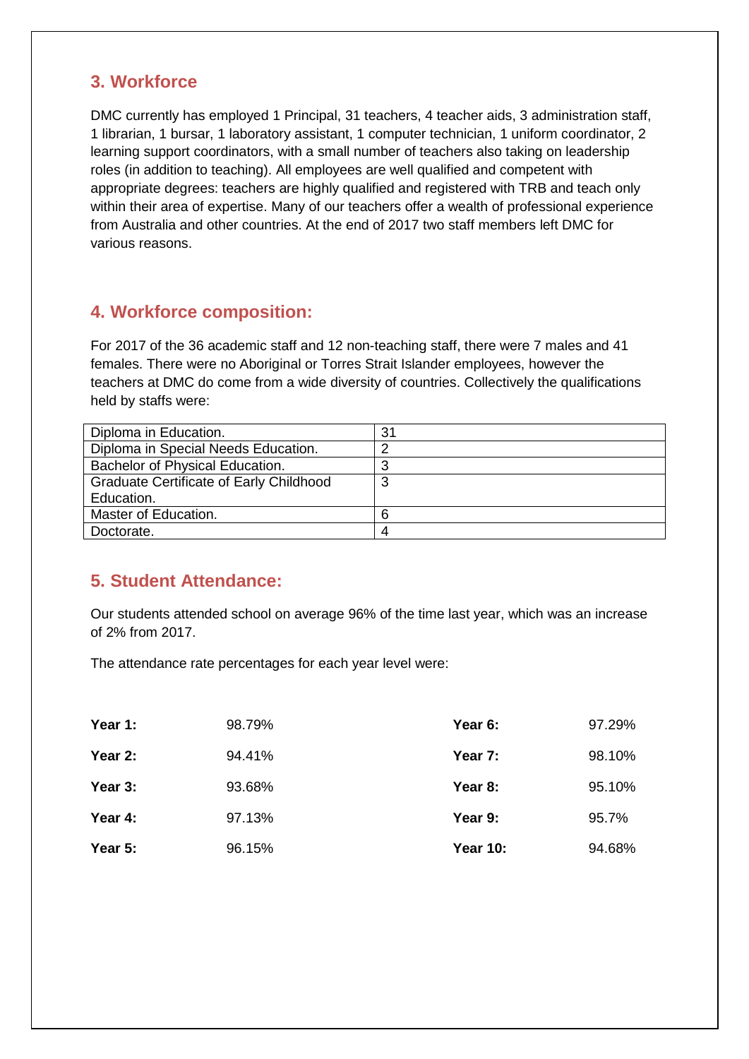## 3. Workforce

DMC currently has employed 1 Principal, 31 teachers, 4 teacher aids, 3 administration staff, 1 librarian, 1 bursar, 1 laboratory assistant, 1 computer technician, 1 uniform coordinator, 2 learning support coordinators, with a small number of teachers also taking on leadership roles (in addition to teaching). All employees are well qualified and competent with appropriate degrees: teachers are highly qualified and registered with TRB and teach only within their area of expertise. Many of our teachers offer a wealth of professional experience from Australia and other countries. At the end of 2017 two staff members left DMC for various reasons.

## 4. Workforce composition:

For 2017 of the 36 academic staff and 12 non-teaching staff, there were 7 males and 41 females. There were no Aboriginal or Torres Strait Islander employees, however the teachers at DMC do come from a wide diversity of countries. Collectively the qualifications held by staffs were:

| Diploma in Education. | 31 |
|---|---|
| Diploma in Special Needs Education. | 2 |
| Bachelor of Physical Education. | 3 |
| Graduate Certificate of Early Childhood Education. | 3 |
| Master of Education. | 6 |
| Doctorate. | 4 |

## 5. Student Attendance:

Our students attended school on average 96% of the time last year, which was an increase of 2% from 2017.

The attendance rate percentages for each year level were:

| | | | |
|---|---|---|---|
| **Year 1:** | 98.79% | **Year 6:** | 97.29% |
| **Year 2:** | 94.41% | **Year 7:** | 98.10% |
| **Year 3:** | 93.68% | **Year 8:** | 95.10% |
| **Year 4:** | 97.13% | **Year 9:** | 95.7% |
| **Year 5:** | 96.15% | **Year 10:** | 94.68% |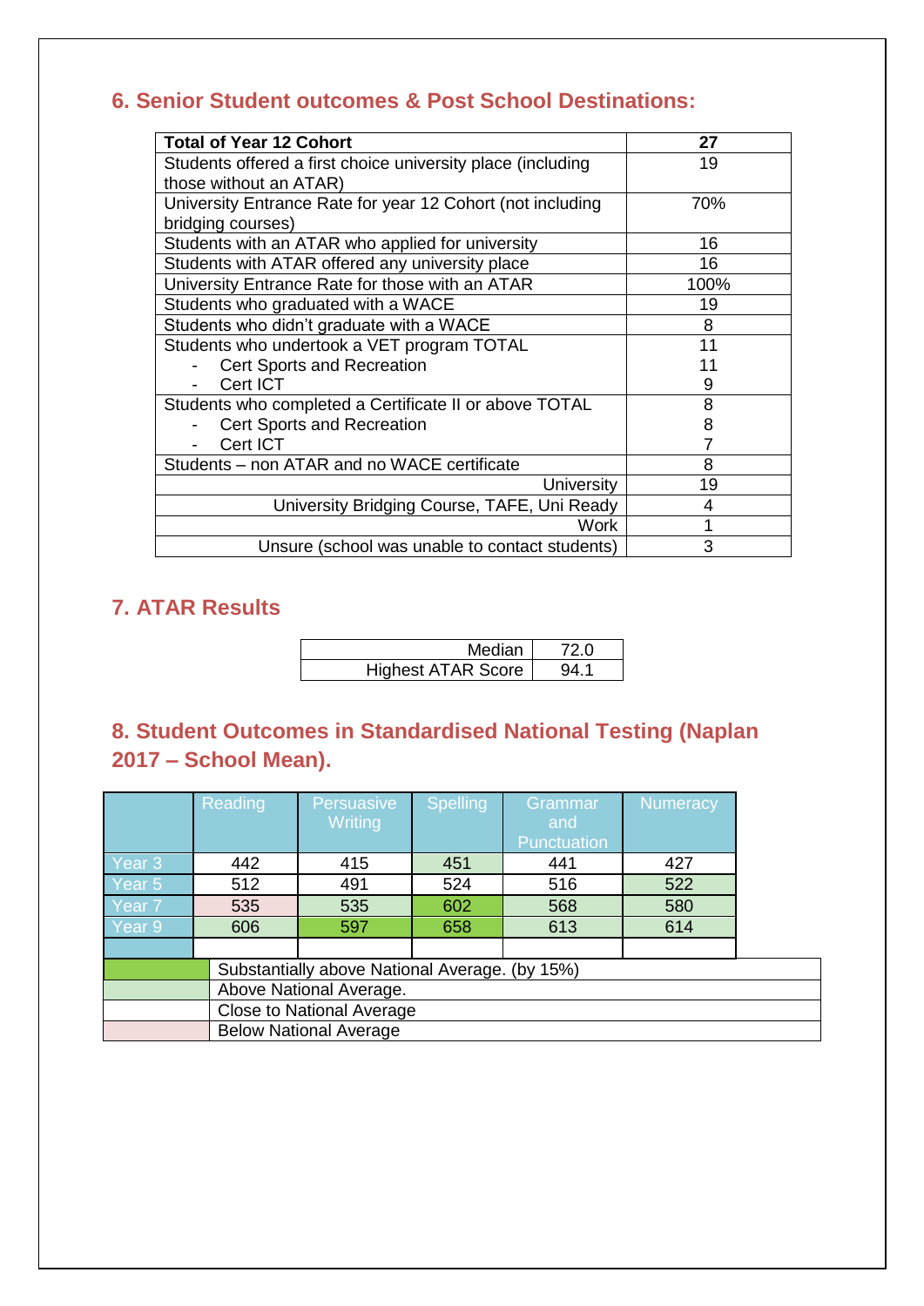## 6. Senior Student outcomes & Post School Destinations:

| **Total of Year 12 Cohort** | **27** |
|---|---|
| Students offered a first choice university place (including those without an ATAR) | 19 |
| University Entrance Rate for year 12 Cohort (not including bridging courses) | 70% |
| Students with an ATAR who applied for university | 16 |
| Students with ATAR offered any university place | 16 |
| University Entrance Rate for those with an ATAR | 100% |
| Students who graduated with a WACE | 19 |
| Students who didn't graduate with a WACE | 8 |
| Students who undertook a VET program TOTAL<br>- Cert Sports and Recreation<br>- Cert ICT | 11<br>11<br>9 |
| Students who completed a Certificate II or above TOTAL<br>- Cert Sports and Recreation<br>- Cert ICT | 8<br>8<br>7 |
| Students – non ATAR and no WACE certificate | 8 |
| University | 19 |
| University Bridging Course, TAFE, Uni Ready | 4 |
| Work | 1 |
| Unsure (school was unable to contact students) | 3 |

## 7. ATAR Results

| Median | 72.0 |
|---|---|
| Highest ATAR Score | 94.1 |

## 8. Student Outcomes in Standardised National Testing (Naplan 2017 – School Mean).

| | Reading | Persuasive Writing | Spelling | Grammar and Punctuation | Numeracy |
|---|---|---|---|---|---|
| Year 3 | 442 | 415 | 451 | 441 | 427 |
| Year 5 | 512 | 491 | 524 | 516 | 522 |
| Year 7 | 535 | 535 | 602 | 568 | 580 |
| Year 9 | 606 | 597 | 658 | 613 | 614 |

| Legend | |
|---|---|
| (dark green) | Substantially above National Average. (by 15%) |
| (light green) | Above National Average. |
| (white) | Close to National Average |
| (pink) | Below National Average |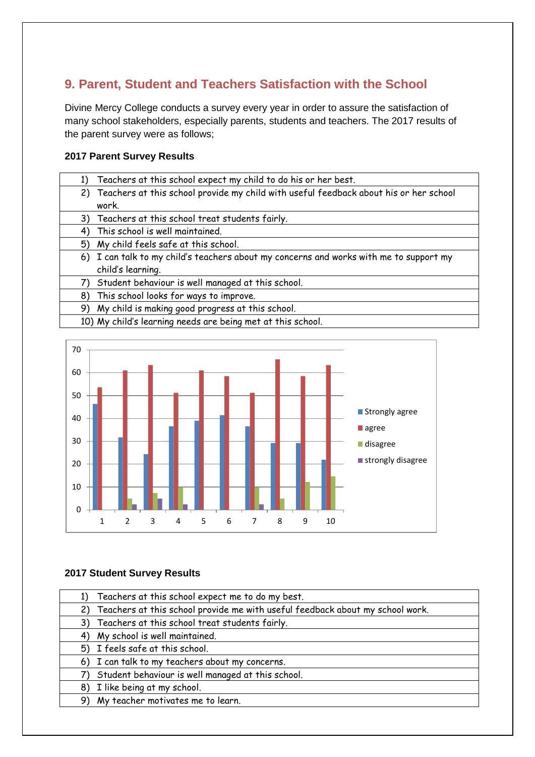## 9. Parent, Student and Teachers Satisfaction with the School

Divine Mercy College conducts a survey every year in order to assure the satisfaction of many school stakeholders, especially parents, students and teachers. The 2017 results of the parent survey were as follows;

### 2017 Parent Survey Results

| |
|---|
| 1) Teachers at this school expect my child to do his or her best. |
| 2) Teachers at this school provide my child with useful feedback about his or her school work. |
| 3) Teachers at this school treat students fairly. |
| 4) This school is well maintained. |
| 5) My child feels safe at this school. |
| 6) I can talk to my child's teachers about my concerns and works with me to support my child's learning. |
| 7) Student behaviour is well managed at this school. |
| 8) This school looks for ways to improve. |
| 9) My child is making good progress at this school. |
| 10) My child's learning needs are being met at this school. |

| Question | Strongly agree | agree | disagree | strongly disagree |
|---|---|---|---|---|
| 1 | 46.3 | 53.7 | 0 | 0 |
| 2 | 31.7 | 61 | 4.9 | 2.4 |
| 3 | 24.4 | 63.4 | 7.3 | 4.9 |
| 4 | 36.6 | 51.2 | 9.8 | 2.4 |
| 5 | 39 | 61 | 0 | 0 |
| 6 | 41.5 | 58.5 | 0 | 0 |
| 7 | 36.6 | 51.2 | 9.8 | 2.4 |
| 8 | 29.3 | 65.9 | 4.9 | 0 |
| 9 | 29.3 | 58.5 | 12.2 | 0 |
| 10 | 22 | 63.4 | 14.6 | 0 |

### 2017 Student Survey Results

| |
|---|
| 1) Teachers at this school expect me to do my best. |
| 2) Teachers at this school provide me with useful feedback about my school work. |
| 3) Teachers at this school treat students fairly. |
| 4) My school is well maintained. |
| 5) I feels safe at this school. |
| 6) I can talk to my teachers about my concerns. |
| 7) Student behaviour is well managed at this school. |
| 8) I like being at my school. |
| 9) My teacher motivates me to learn. |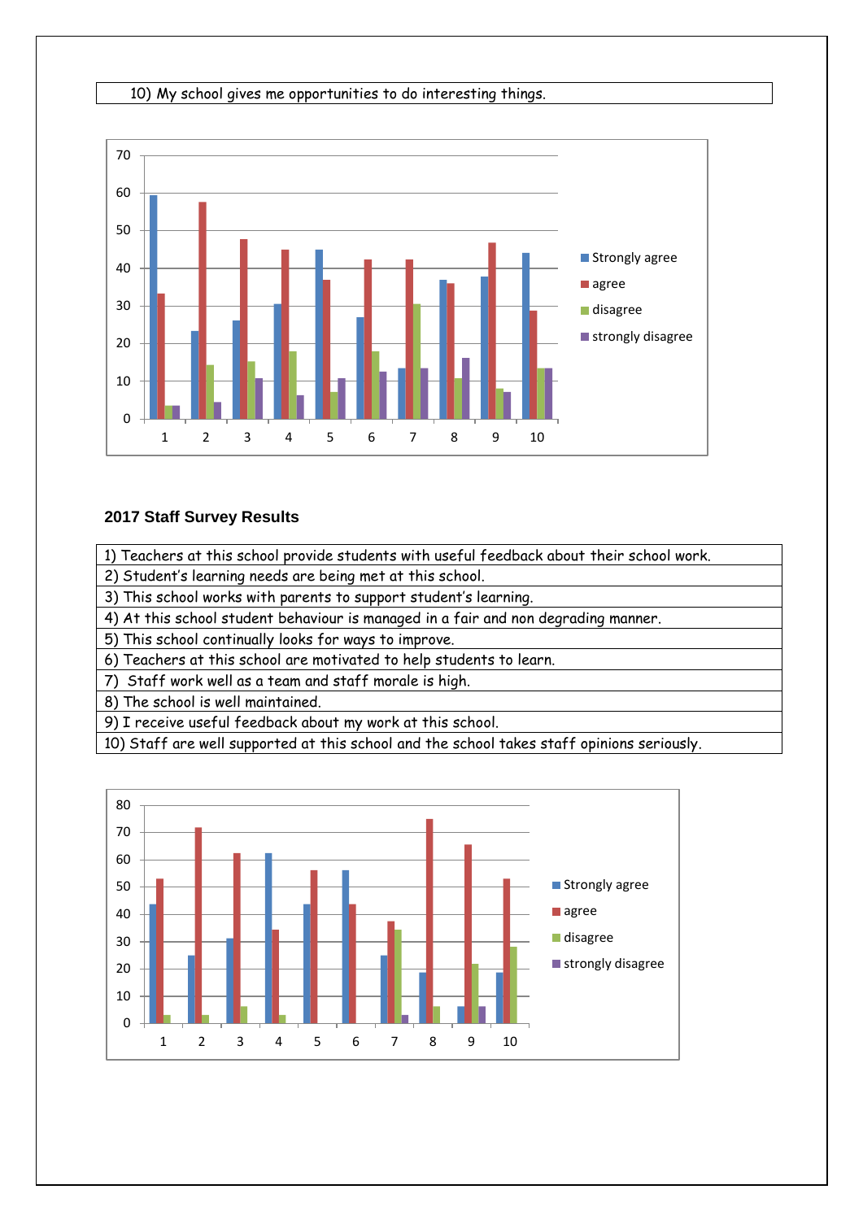| 10) My school gives me opportunities to do interesting things. |
|---|

## 2017 Staff Survey Results

| |
|---|
| 1) Teachers at this school provide students with useful feedback about their school work. |
| 2) Student's learning needs are being met at this school. |
| 3) This school works with parents to support student's learning. |
| 4) At this school student behaviour is managed in a fair and non degrading manner. |
| 5) This school continually looks for ways to improve. |
| 6) Teachers at this school are motivated to help students to learn. |
| 7) Staff work well as a team and staff morale is high. |
| 8) The school is well maintained. |
| 9) I receive useful feedback about my work at this school. |
| 10) Staff are well supported at this school and the school takes staff opinions seriously. |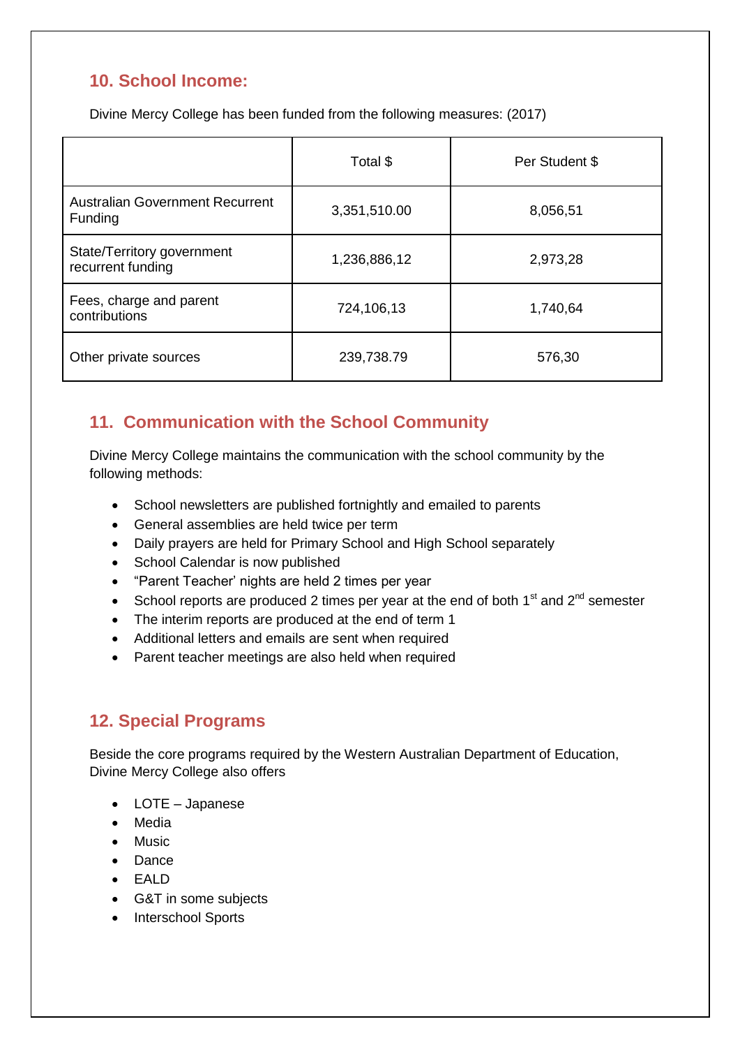## 10. School Income:

Divine Mercy College has been funded from the following measures: (2017)

| | Total $ | Per Student $ |
|---|---|---|
| Australian Government Recurrent Funding | 3,351,510.00 | 8,056,51 |
| State/Territory government recurrent funding | 1,236,886,12 | 2,973,28 |
| Fees, charge and parent contributions | 724,106,13 | 1,740,64 |
| Other private sources | 239,738.79 | 576,30 |

## 11. Communication with the School Community

Divine Mercy College maintains the communication with the school community by the following methods:

- School newsletters are published fortnightly and emailed to parents
- General assemblies are held twice per term
- Daily prayers are held for Primary School and High School separately
- School Calendar is now published
- "Parent Teacher' nights are held 2 times per year
- School reports are produced 2 times per year at the end of both 1st and 2nd semester
- The interim reports are produced at the end of term 1
- Additional letters and emails are sent when required
- Parent teacher meetings are also held when required

## 12. Special Programs

Beside the core programs required by the Western Australian Department of Education, Divine Mercy College also offers

- LOTE – Japanese
- Media
- Music
- Dance
- EALD
- G&T in some subjects
- Interschool Sports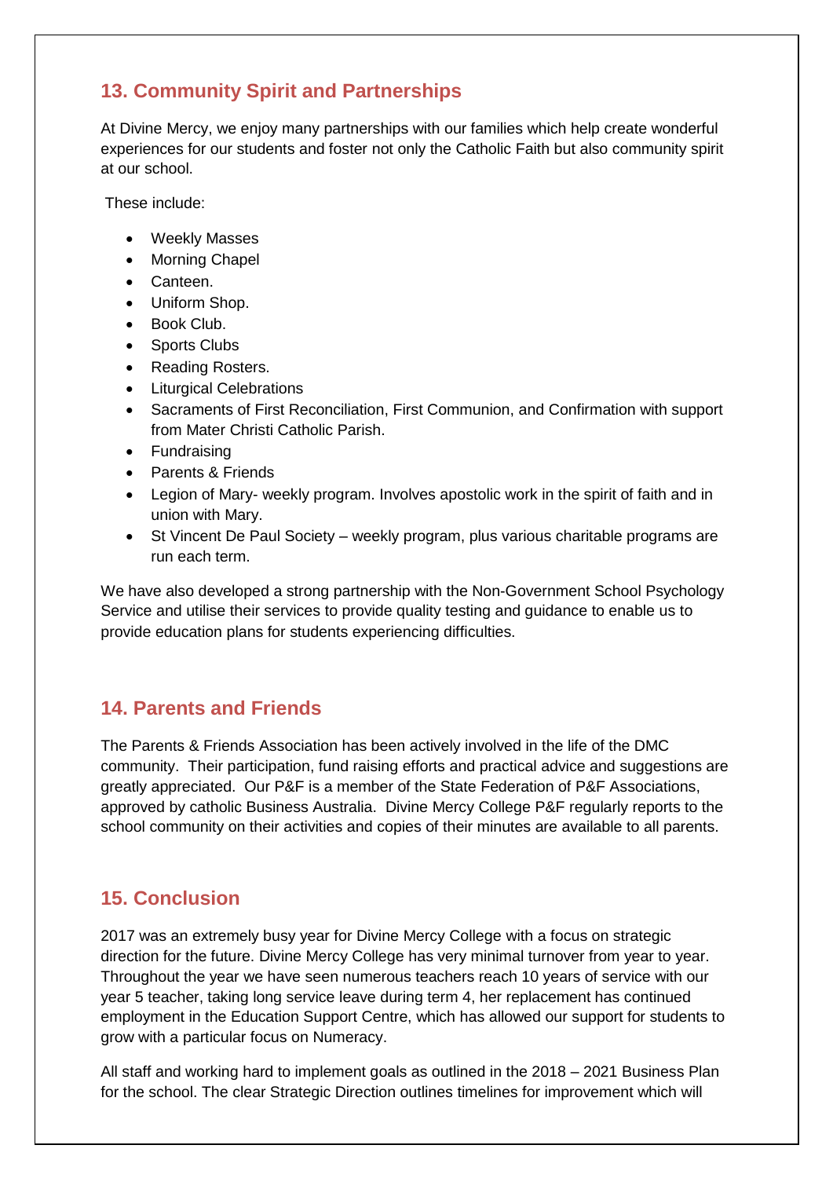## 13. Community Spirit and Partnerships

At Divine Mercy, we enjoy many partnerships with our families which help create wonderful experiences for our students and foster not only the Catholic Faith but also community spirit at our school.

These include:

- Weekly Masses
- Morning Chapel
- Canteen.
- Uniform Shop.
- Book Club.
- Sports Clubs
- Reading Rosters.
- Liturgical Celebrations
- Sacraments of First Reconciliation, First Communion, and Confirmation with support from Mater Christi Catholic Parish.
- Fundraising
- Parents & Friends
- Legion of Mary- weekly program. Involves apostolic work in the spirit of faith and in union with Mary.
- St Vincent De Paul Society – weekly program, plus various charitable programs are run each term.

We have also developed a strong partnership with the Non-Government School Psychology Service and utilise their services to provide quality testing and guidance to enable us to provide education plans for students experiencing difficulties.

## 14. Parents and Friends

The Parents & Friends Association has been actively involved in the life of the DMC community. Their participation, fund raising efforts and practical advice and suggestions are greatly appreciated. Our P&F is a member of the State Federation of P&F Associations, approved by catholic Business Australia. Divine Mercy College P&F regularly reports to the school community on their activities and copies of their minutes are available to all parents.

## 15. Conclusion

2017 was an extremely busy year for Divine Mercy College with a focus on strategic direction for the future. Divine Mercy College has very minimal turnover from year to year. Throughout the year we have seen numerous teachers reach 10 years of service with our year 5 teacher, taking long service leave during term 4, her replacement has continued employment in the Education Support Centre, which has allowed our support for students to grow with a particular focus on Numeracy.

All staff and working hard to implement goals as outlined in the 2018 – 2021 Business Plan for the school. The clear Strategic Direction outlines timelines for improvement which will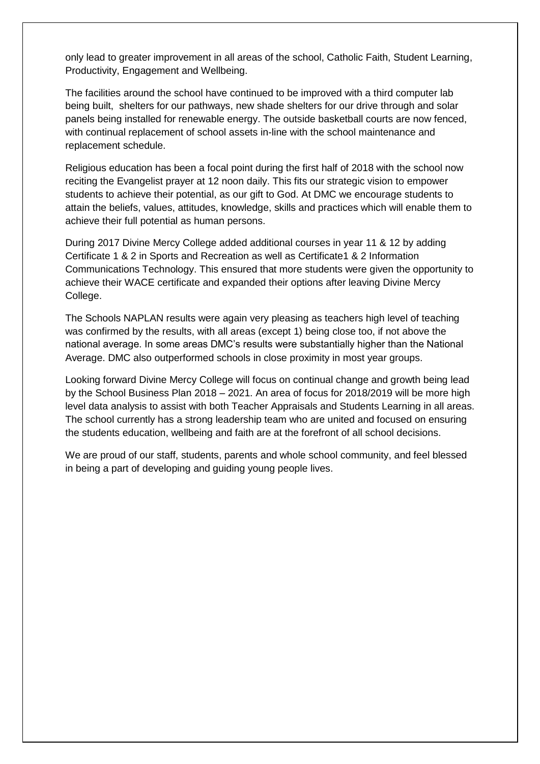only lead to greater improvement in all areas of the school, Catholic Faith, Student Learning, Productivity, Engagement and Wellbeing.

The facilities around the school have continued to be improved with a third computer lab being built,  shelters for our pathways, new shade shelters for our drive through and solar panels being installed for renewable energy. The outside basketball courts are now fenced, with continual replacement of school assets in-line with the school maintenance and replacement schedule.

Religious education has been a focal point during the first half of 2018 with the school now reciting the Evangelist prayer at 12 noon daily. This fits our strategic vision to empower students to achieve their potential, as our gift to God. At DMC we encourage students to attain the beliefs, values, attitudes, knowledge, skills and practices which will enable them to achieve their full potential as human persons.

During 2017 Divine Mercy College added additional courses in year 11 & 12 by adding Certificate 1 & 2 in Sports and Recreation as well as Certificate1 & 2 Information Communications Technology. This ensured that more students were given the opportunity to achieve their WACE certificate and expanded their options after leaving Divine Mercy College.

The Schools NAPLAN results were again very pleasing as teachers high level of teaching was confirmed by the results, with all areas (except 1) being close too, if not above the national average. In some areas DMC's results were substantially higher than the National Average. DMC also outperformed schools in close proximity in most year groups.

Looking forward Divine Mercy College will focus on continual change and growth being lead by the School Business Plan 2018 – 2021. An area of focus for 2018/2019 will be more high level data analysis to assist with both Teacher Appraisals and Students Learning in all areas. The school currently has a strong leadership team who are united and focused on ensuring the students education, wellbeing and faith are at the forefront of all school decisions.

We are proud of our staff, students, parents and whole school community, and feel blessed in being a part of developing and guiding young people lives.